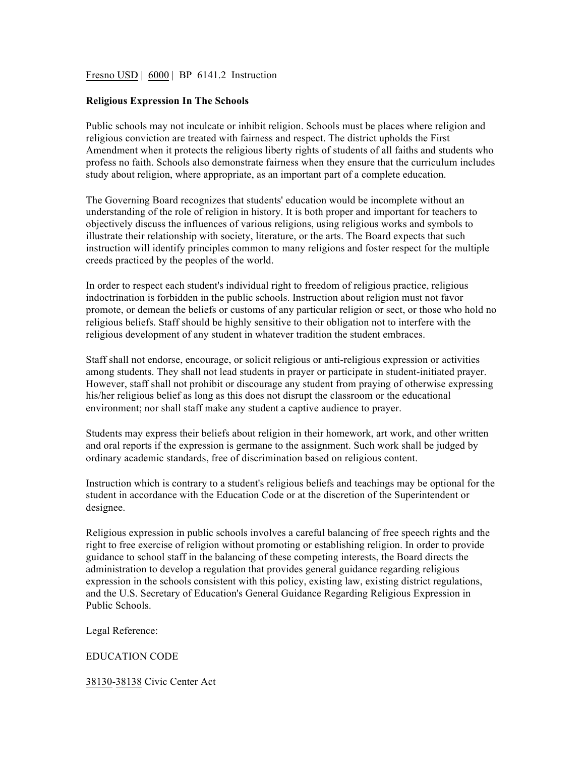Fresno USD | 6000 | BP 6141.2 Instruction

**Religious Expression In The Schools**

Public schools may not inculcate or inhibit religion. Schools must be places where religion and religious conviction are treated with fairness and respect. The district upholds the First Amendment when it protects the religious liberty rights of students of all faiths and students who profess no faith. Schools also demonstrate fairness when they ensure that the curriculum includes study about religion, where appropriate, as an important part of a complete education.

The Governing Board recognizes that students' education would be incomplete without an understanding of the role of religion in history. It is both proper and important for teachers to objectively discuss the influences of various religions, using religious works and symbols to illustrate their relationship with society, literature, or the arts. The Board expects that such instruction will identify principles common to many religions and foster respect for the multiple creeds practiced by the peoples of the world.

In order to respect each student's individual right to freedom of religious practice, religious indoctrination is forbidden in the public schools. Instruction about religion must not favor promote, or demean the beliefs or customs of any particular religion or sect, or those who hold no religious beliefs. Staff should be highly sensitive to their obligation not to interfere with the religious development of any student in whatever tradition the student embraces.

Staff shall not endorse, encourage, or solicit religious or anti-religious expression or activities among students. They shall not lead students in prayer or participate in student-initiated prayer. However, staff shall not prohibit or discourage any student from praying of otherwise expressing his/her religious belief as long as this does not disrupt the classroom or the educational environment; nor shall staff make any student a captive audience to prayer.

Students may express their beliefs about religion in their homework, art work, and other written and oral reports if the expression is germane to the assignment. Such work shall be judged by ordinary academic standards, free of discrimination based on religious content.

Instruction which is contrary to a student's religious beliefs and teachings may be optional for the student in accordance with the Education Code or at the discretion of the Superintendent or designee.

Religious expression in public schools involves a careful balancing of free speech rights and the right to free exercise of religion without promoting or establishing religion. In order to provide guidance to school staff in the balancing of these competing interests, the Board directs the administration to develop a regulation that provides general guidance regarding religious expression in the schools consistent with this policy, existing law, existing district regulations, and the U.S. Secretary of Education's General Guidance Regarding Religious Expression in Public Schools.

Legal Reference:

EDUCATION CODE

38130-38138 Civic Center Act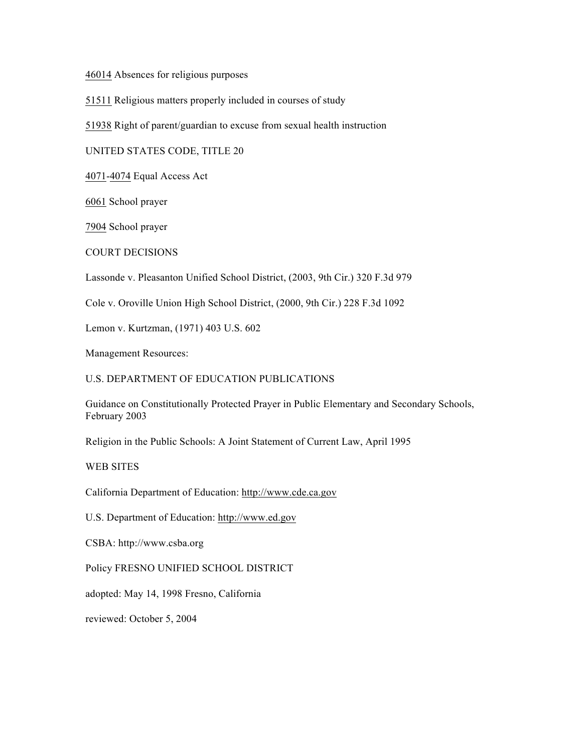46014 Absences for religious purposes

51511 Religious matters properly included in courses of study

51938 Right of parent/guardian to excuse from sexual health instruction

UNITED STATES CODE, TITLE 20

4071-4074 Equal Access Act

6061 School prayer

7904 School prayer

COURT DECISIONS

Lassonde v. Pleasanton Unified School District, (2003, 9th Cir.) 320 F.3d 979

Cole v. Oroville Union High School District, (2000, 9th Cir.) 228 F.3d 1092

Lemon v. Kurtzman, (1971) 403 U.S. 602

Management Resources:

U.S. DEPARTMENT OF EDUCATION PUBLICATIONS

Guidance on Constitutionally Protected Prayer in Public Elementary and Secondary Schools, February 2003

Religion in the Public Schools: A Joint Statement of Current Law, April 1995

WEB SITES

California Department of Education: http://www.cde.ca.gov

U.S. Department of Education: http://www.ed.gov

CSBA: http://www.csba.org

Policy FRESNO UNIFIED SCHOOL DISTRICT

adopted: May 14, 1998 Fresno, California

reviewed: October 5, 2004